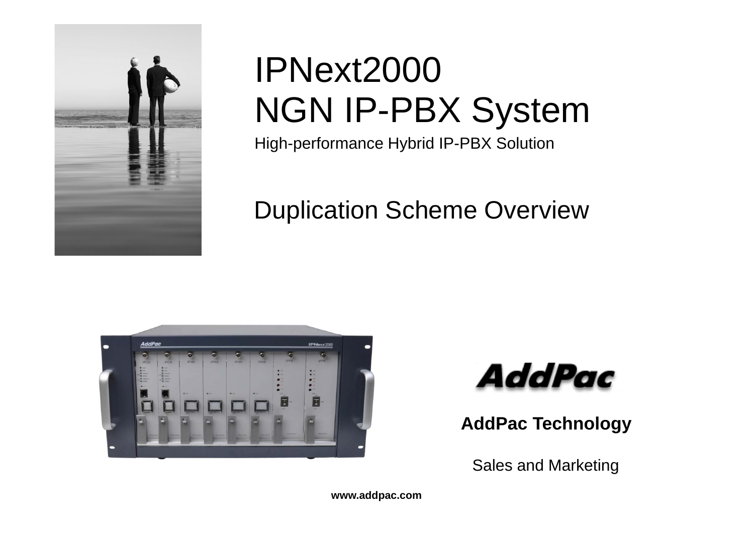# IPNext2000
# NGN IP-PBX System

High-performance Hybrid IP-PBX Solution

## Duplication Scheme Overview

**AddPac Technology**

Sales and Marketing

**www.addpac.com**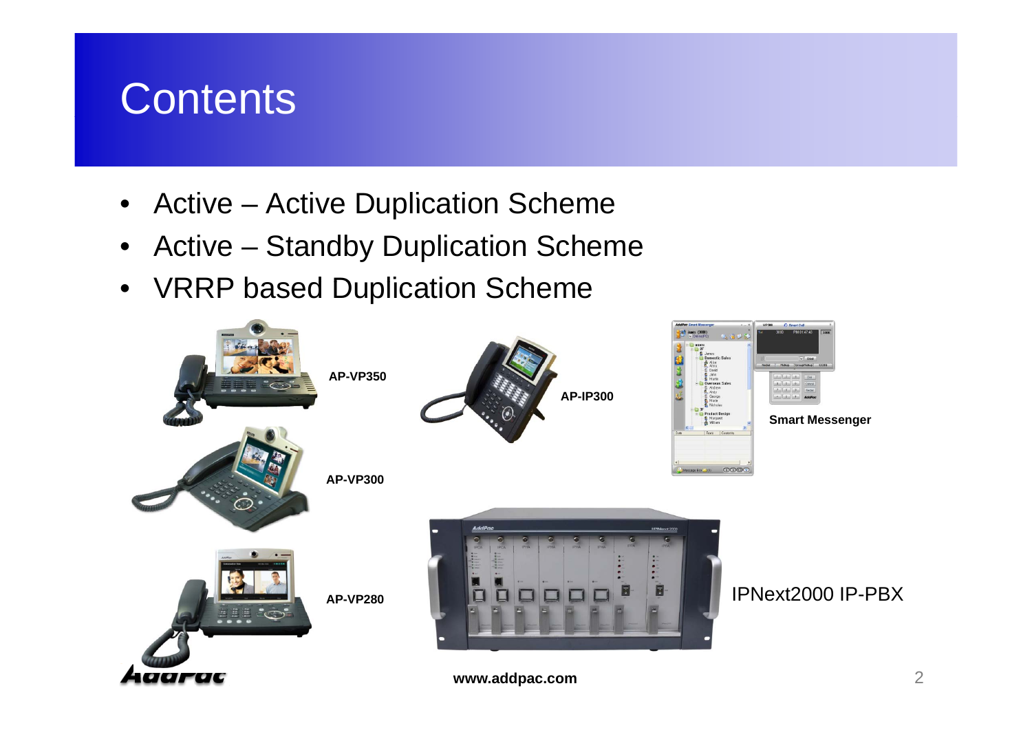# Contents

- Active – Active Duplication Scheme
- Active – Standby Duplication Scheme
- VRRP based Duplication Scheme

**AP-VP350**

**AP-IP300**

**Smart Messenger**

**AP-VP300**

**AP-VP280**

IPNext2000 IP-PBX

**www.addpac.com**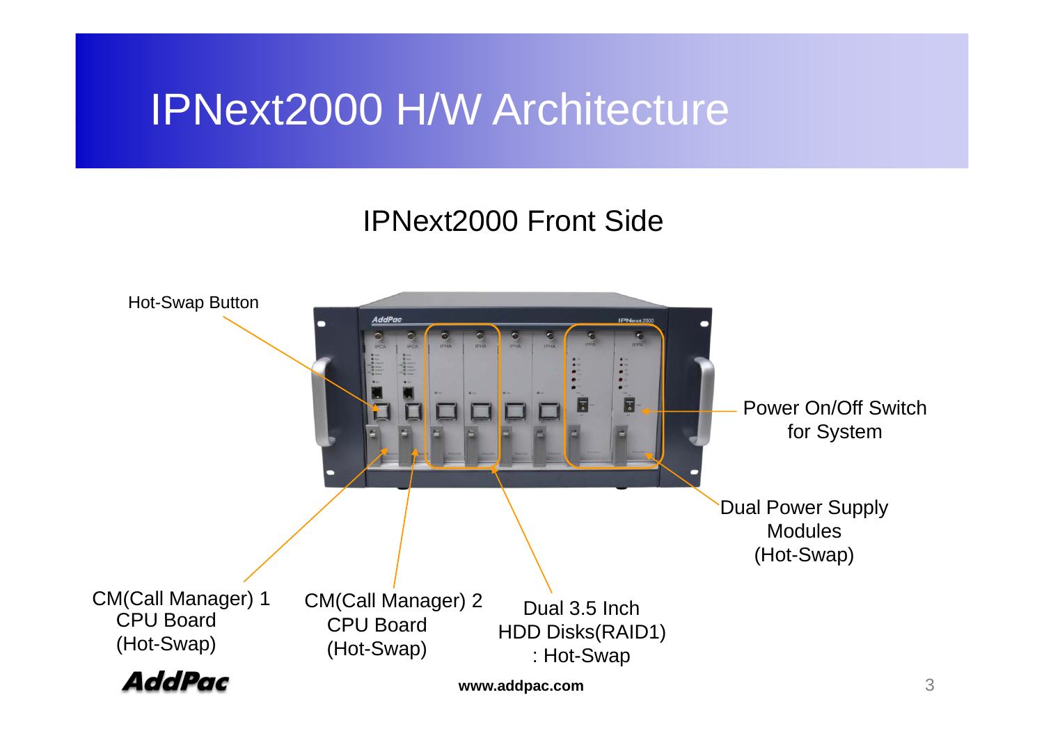# IPNext2000 H/W Architecture

## IPNext2000 Front Side

Hot-Swap Button

Power On/Off Switch for System

Dual Power Supply Modules (Hot-Swap)

CM(Call Manager) 1 CPU Board (Hot-Swap)

CM(Call Manager) 2 CPU Board (Hot-Swap)

Dual 3.5 Inch HDD Disks(RAID1) : Hot-Swap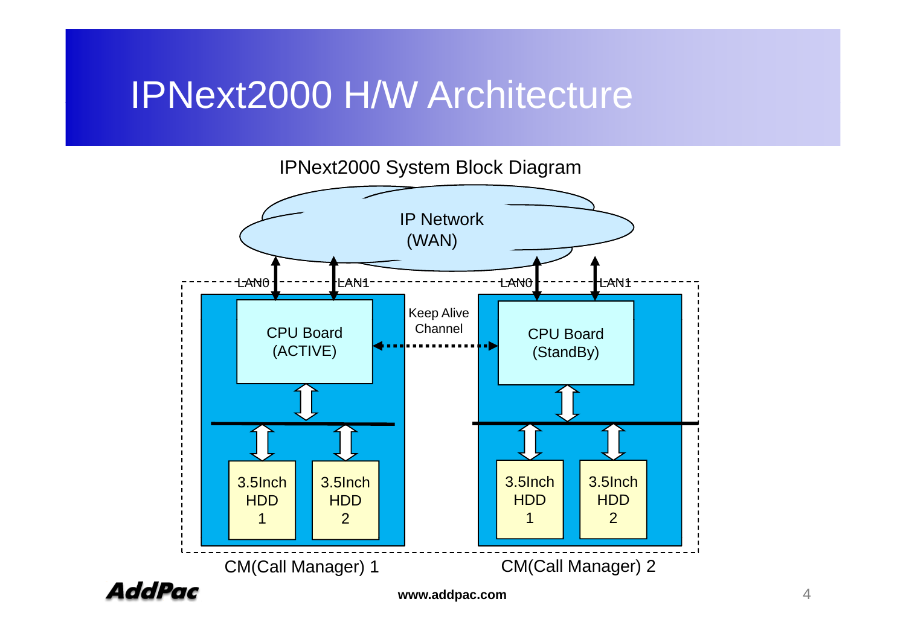# IPNext2000 H/W Architecture

IPNext2000 System Block Diagram

IP Network (WAN)

LAN0 LAN1 LAN0 LAN1

CPU Board (ACTIVE)

Keep Alive Channel

CPU Board (StandBy)

3.5Inch HDD 1

3.5Inch HDD 2

3.5Inch HDD 1

3.5Inch HDD 2

CM(Call Manager) 1

CM(Call Manager) 2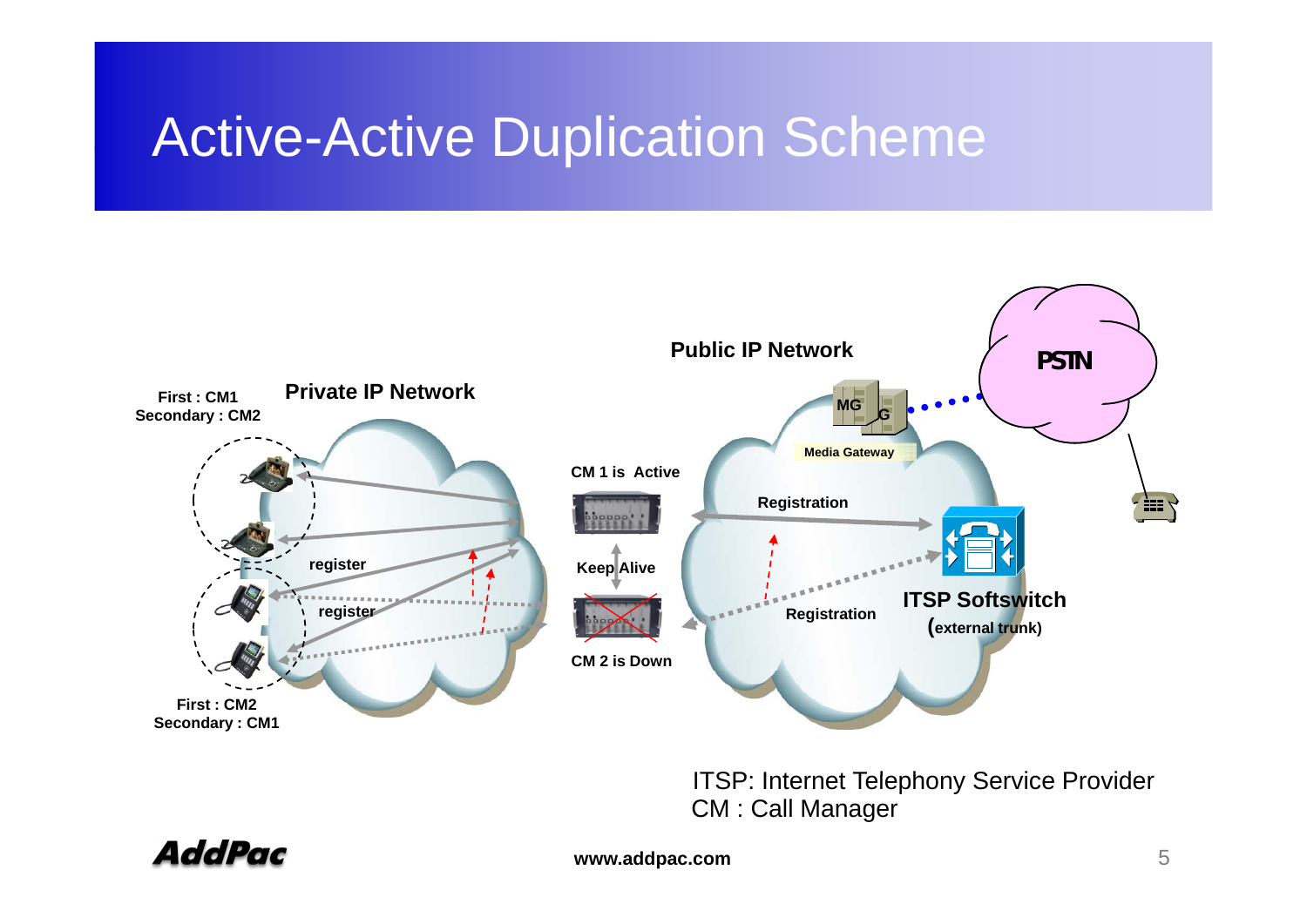# Active-Active Duplication Scheme

Public IP Network

PSTN

Private IP Network

First : CM1
Secondary : CM2

MG

Media Gateway

CM 1 is Active

Registration

register

Keep Alive

register

ITSP Softswitch
(external trunk)

Registration

CM 2 is Down

First : CM2
Secondary : CM1

ITSP: Internet Telephony Service Provider
CM : Call Manager

www.addpac.com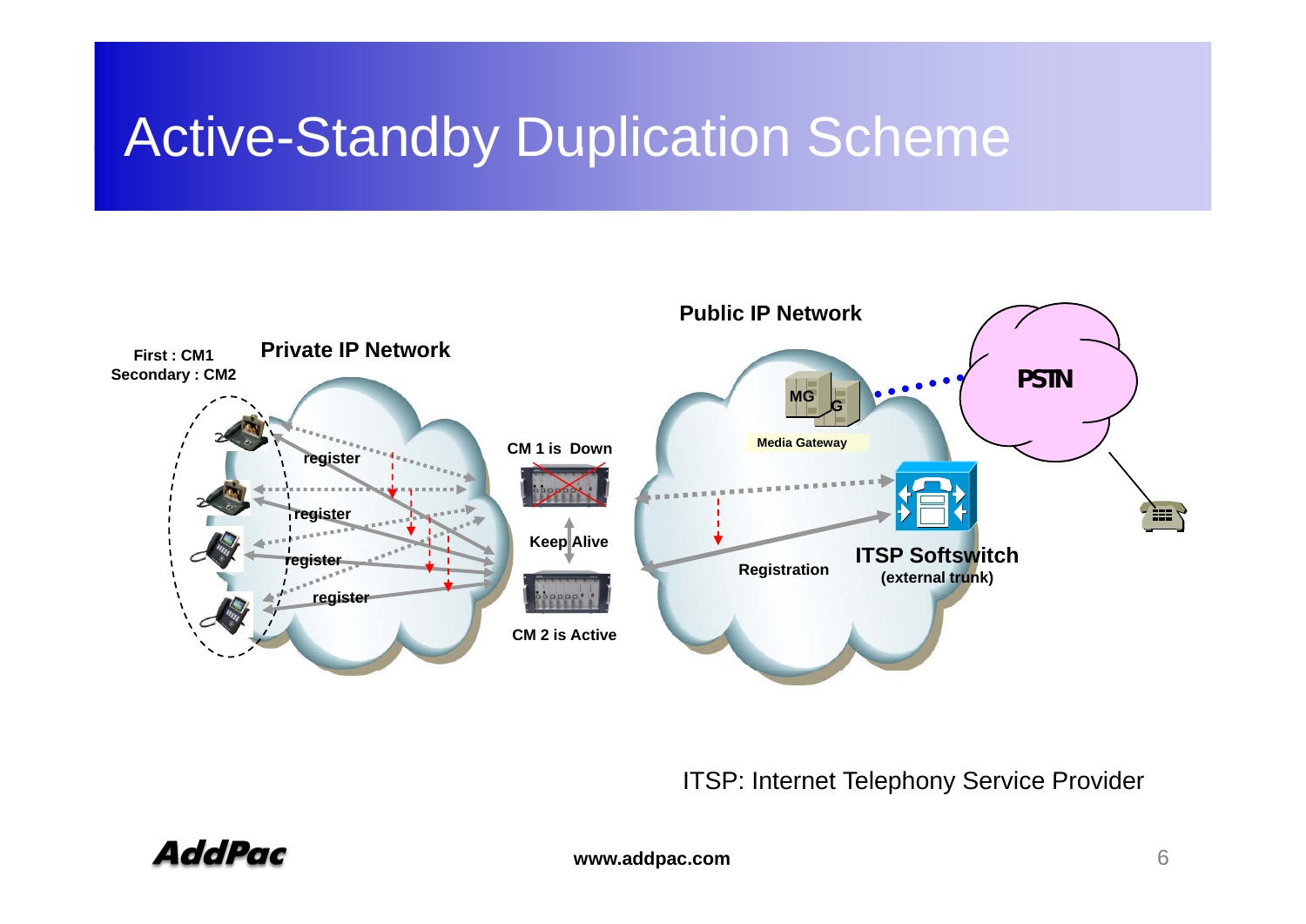# Active-Standby Duplication Scheme

First : CM1
Secondary : CM2

**Private IP Network**

register

register

register

register

CM 1 is Down

Keep Alive

CM 2 is Active

**Public IP Network**

MG

Media Gateway

PSTN

Registration

**ITSP Softswitch**
**(external trunk)**

ITSP: Internet Telephony Service Provider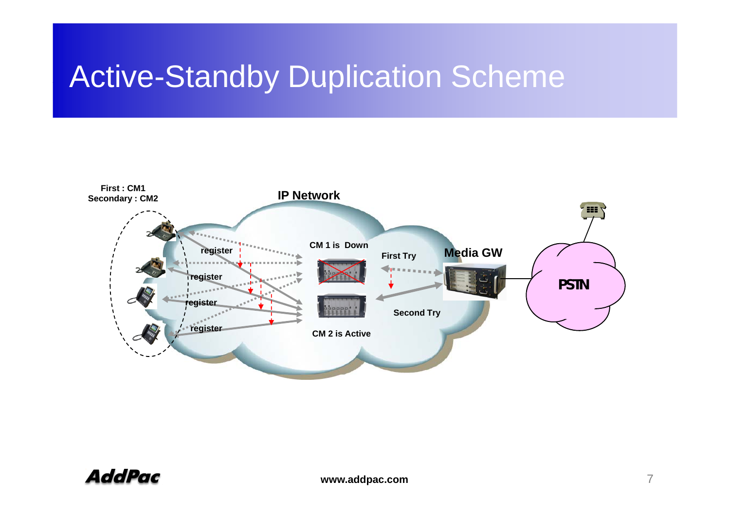# Active-Standby Duplication Scheme

First : CM1
Secondary : CM2

IP Network

register

register

register

register

CM 1 is Down

CM 2 is Active

First Try

Second Try

Media GW

PSTN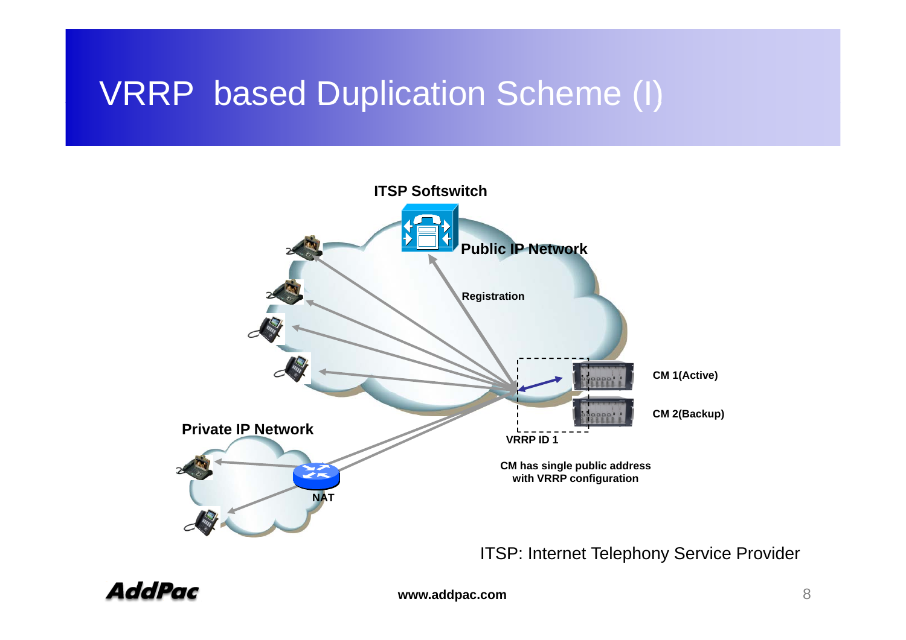# VRRP based Duplication Scheme (I)

ITSP Softswitch

Public IP Network

Registration

CM 1(Active)

CM 2(Backup)

VRRP ID 1

Private IP Network

NAT

CM has single public address with VRRP configuration

ITSP: Internet Telephony Service Provider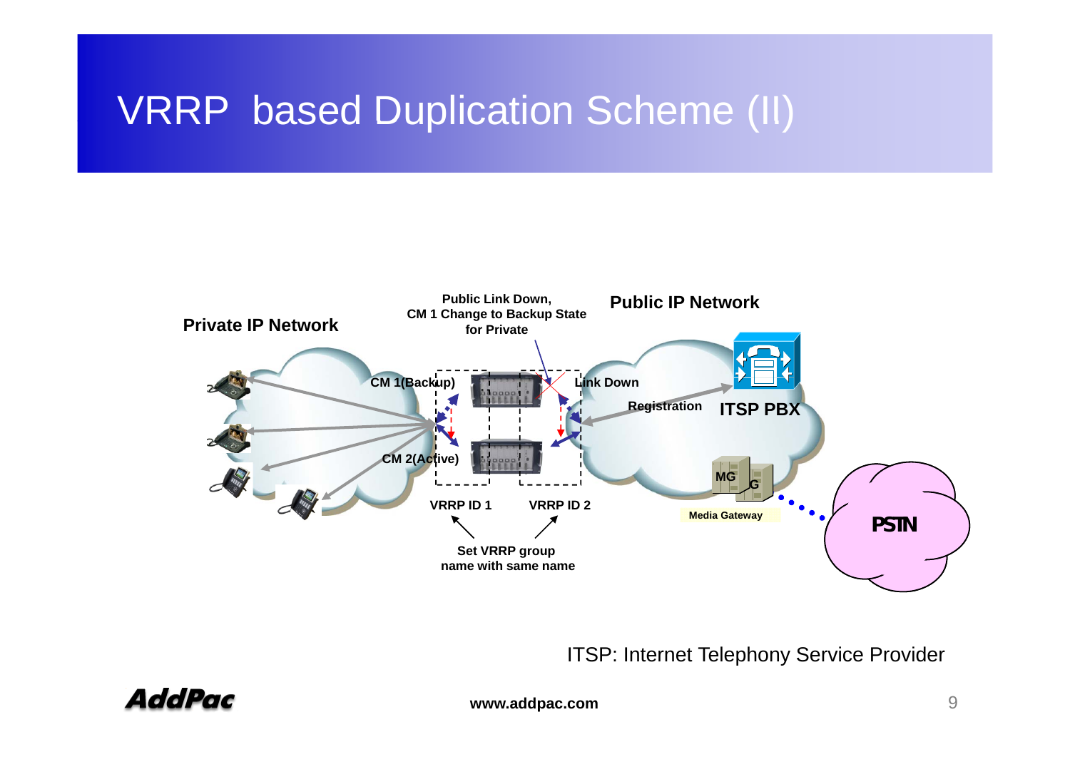# VRRP based Duplication Scheme (II)

Private IP Network

Public IP Network

Public Link Down, CM 1 Change to Backup State for Private

CM 1(Backup)

CM 2(Active)

Link Down

Registration

ITSP PBX

MG

Media Gateway

PSTN

VRRP ID 1

VRRP ID 2

Set VRRP group name with same name

ITSP: Internet Telephony Service Provider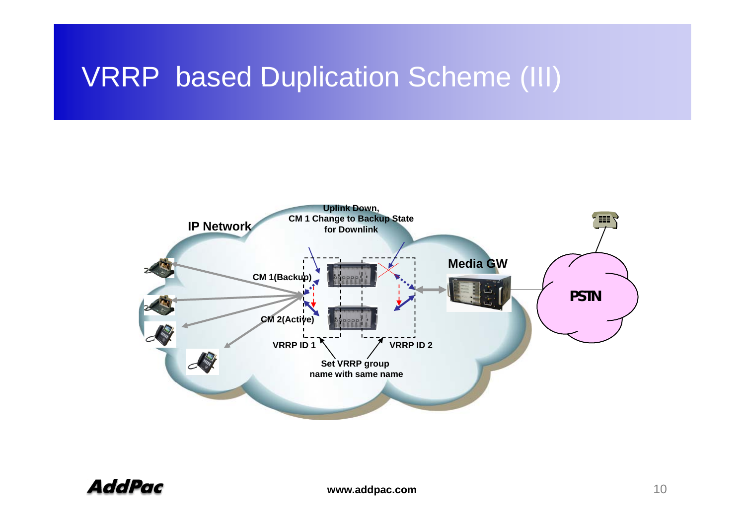# VRRP based Duplication Scheme (III)

IP Network

Uplink Down,
CM 1 Change to Backup State
for Downlink

CM 1(Backup)

CM 2(Active)

Media GW

PSTN

VRRP ID 1

VRRP ID 2

Set VRRP group
name with same name

www.addpac.com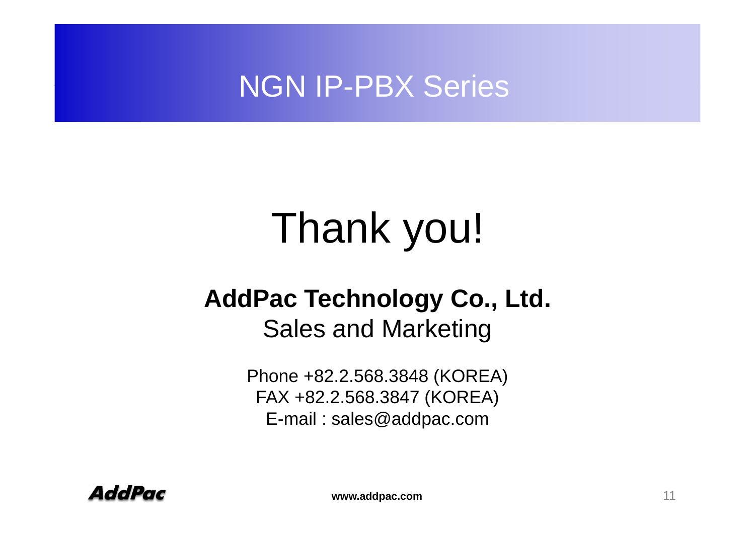# NGN IP-PBX Series

# Thank you!

**AddPac Technology Co., Ltd.**
Sales and Marketing

Phone +82.2.568.3848 (KOREA)
FAX +82.2.568.3847 (KOREA)
E-mail : sales@addpac.com